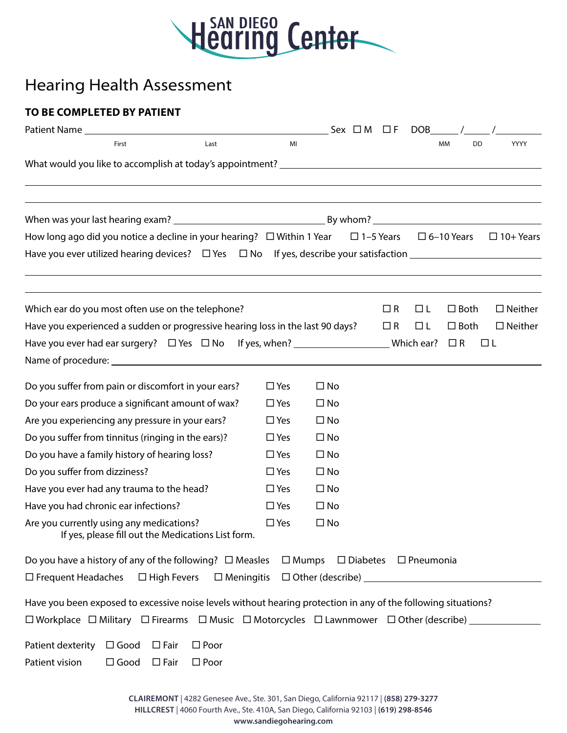# SAN DIEGO Hearing Center

## Hearing Health Assessment

**TO BE COMPLETED BY PATIENT**

Patient Name ______________________________________________ Sex ☐ M ☐ F DOB_____/_____/_________
First Last MI MM DD YYYY

What would you like to accomplish at today's appointment? ____________________________________________

______________________________________________________________________________

______________________________________________________________________________

When was your last hearing exam? ____________________________ By whom? ____________________________

How long ago did you notice a decline in your hearing? ☐ Within 1 Year ☐ 1–5 Years ☐ 6–10 Years ☐ 10+ Years

Have you ever utilized hearing devices? ☐ Yes ☐ No If yes, describe your satisfaction ____________________

______________________________________________________________________________

______________________________________________________________________________

Which ear do you most often use on the telephone? ☐ R ☐ L ☐ Both ☐ Neither

Have you experienced a sudden or progressive hearing loss in the last 90 days? ☐ R ☐ L ☐ Both ☐ Neither

Have you ever had ear surgery? ☐ Yes ☐ No If yes, when? __________________ Which ear? ☐ R ☐ L

Name of procedure: ____________________________________________________________________

| | | |
|---|---|---|
| Do you suffer from pain or discomfort in your ears? | ☐ Yes | ☐ No |
| Do your ears produce a significant amount of wax? | ☐ Yes | ☐ No |
| Are you experiencing any pressure in your ears? | ☐ Yes | ☐ No |
| Do you suffer from tinnitus (ringing in the ears)? | ☐ Yes | ☐ No |
| Do you have a family history of hearing loss? | ☐ Yes | ☐ No |
| Do you suffer from dizziness? | ☐ Yes | ☐ No |
| Have you ever had any trauma to the head? | ☐ Yes | ☐ No |
| Have you had chronic ear infections? | ☐ Yes | ☐ No |
| Are you currently using any medications? If yes, please fill out the Medications List form. | ☐ Yes | ☐ No |

Do you have a history of any of the following? ☐ Measles ☐ Mumps ☐ Diabetes ☐ Pneumonia
☐ Frequent Headaches ☐ High Fevers ☐ Meningitis ☐ Other (describe) ____________________________

Have you been exposed to excessive noise levels without hearing protection in any of the following situations?
☐ Workplace ☐ Military ☐ Firearms ☐ Music ☐ Motorcycles ☐ Lawnmower ☐ Other (describe) ____________

Patient dexterity ☐ Good ☐ Fair ☐ Poor

Patient vision ☐ Good ☐ Fair ☐ Poor

**CLAIREMONT** | 4282 Genesee Ave., Ste. 301, San Diego, California 92117 | **(858) 279-3277**
**HILLCREST** | 4060 Fourth Ave., Ste. 410A, San Diego, California 92103 | **(619) 298-8546**
**www.sandiegohearing.com**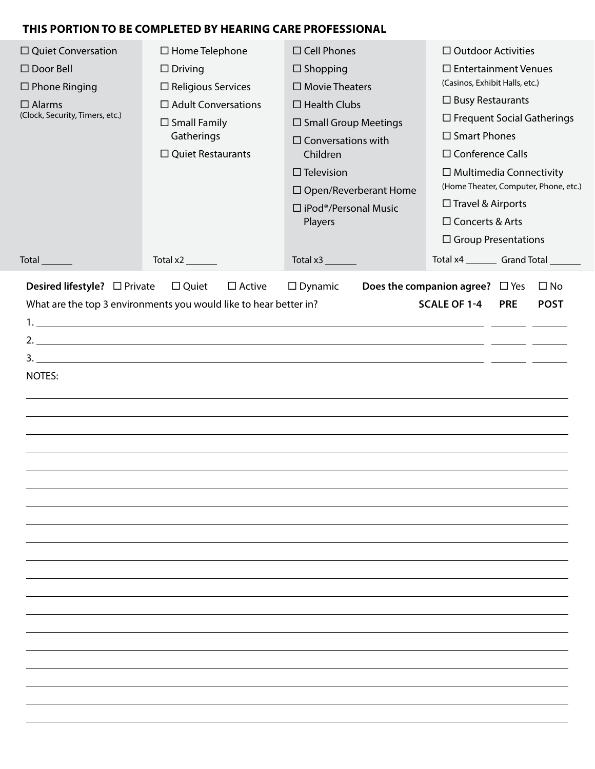**THIS PORTION TO BE COMPLETED BY HEARING CARE PROFESSIONAL**

| | | | |
|---|---|---|---|
| ☐ Quiet Conversation | ☐ Home Telephone | ☐ Cell Phones | ☐ Outdoor Activities |
| ☐ Door Bell | ☐ Driving | ☐ Shopping | ☐ Entertainment Venues (Casinos, Exhibit Halls, etc.) |
| ☐ Phone Ringing | ☐ Religious Services | ☐ Movie Theaters | ☐ Busy Restaurants |
| ☐ Alarms (Clock, Security, Timers, etc.) | ☐ Adult Conversations | ☐ Health Clubs | ☐ Frequent Social Gatherings |
| | ☐ Small Family Gatherings | ☐ Small Group Meetings | ☐ Smart Phones |
| | ☐ Quiet Restaurants | ☐ Conversations with Children | ☐ Conference Calls |
| | | ☐ Television | ☐ Multimedia Connectivity (Home Theater, Computer, Phone, etc.) |
| | | ☐ Open/Reverberant Home | ☐ Travel & Airports |
| | | ☐ iPod®/Personal Music Players | ☐ Concerts & Arts |
| | | | ☐ Group Presentations |
| Total ______ | Total x2 ______ | Total x3 ______ | Total x4 ______ Grand Total ______ |

**Desired lifestyle?** ☐ Private ☐ Quiet ☐ Active ☐ Dynamic **Does the companion agree?** ☐ Yes ☐ No

What are the top 3 environments you would like to hear better in? **SCALE OF 1-4** **PRE** **POST**

1. ______________________________ ______ ______
2. ______________________________ ______ ______
3. ______________________________ ______ ______

NOTES: